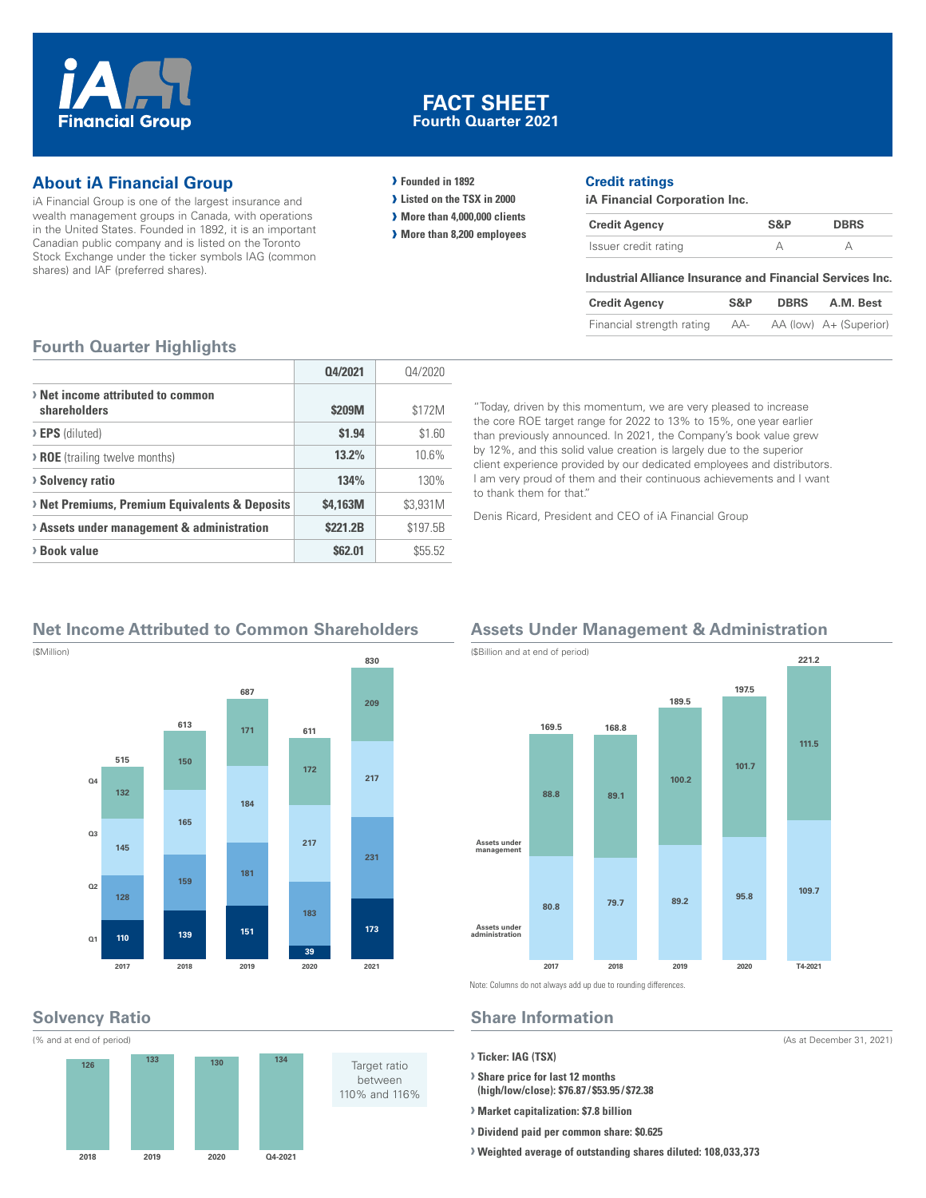# iA Financial Group

# FACT SHEET
## Fourth Quarter 2021

## About iA Financial Group

iA Financial Group is one of the largest insurance and wealth management groups in Canada, with operations in the United States. Founded in 1892, it is an important Canadian public company and is listed on the Toronto Stock Exchange under the ticker symbols IAG (common shares) and IAF (preferred shares).

- Founded in 1892
- Listed on the TSX in 2000
- More than 4,000,000 clients
- More than 8,200 employees

## Credit ratings

**iA Financial Corporation Inc.**

| Credit Agency | S&P | DBRS |
|---|---|---|
| Issuer credit rating | A | A |

**Industrial Alliance Insurance and Financial Services Inc.**

| Credit Agency | S&P | DBRS | A.M. Best |
|---|---|---|---|
| Financial strength rating | AA- | AA (low) | A+ (Superior) |

## Fourth Quarter Highlights

| | Q4/2021 | Q4/2020 |
|---|---|---|
| **Net income attributed to common shareholders** | **$209M** | $172M |
| **EPS** (diluted) | **$1.94** | $1.60 |
| **ROE** (trailing twelve months) | **13.2%** | 10.6% |
| **Solvency ratio** | **134%** | 130% |
| **Net Premiums, Premium Equivalents & Deposits** | **$4,163M** | $3,931M |
| **Assets under management & administration** | **$221.2B** | $197.5B |
| **Book value** | **$62.01** | $55.52 |

"Today, driven by this momentum, we are very pleased to increase the core ROE target range for 2022 to 13% to 15%, one year earlier than previously announced. In 2021, the Company's book value grew by 12%, and this solid value creation is largely due to the superior client experience provided by our dedicated employees and distributors. I am very proud of them and their continuous achievements and I want to thank them for that."

Denis Ricard, President and CEO of iA Financial Group

## Net Income Attributed to Common Shareholders

($Million)

| | 2017 | 2018 | 2019 | 2020 | 2021 |
|---|---|---|---|---|---|
| Q1 | 110 | 139 | 151 | 39 | 173 |
| Q2 | 128 | 159 | 181 | 183 | 231 |
| Q3 | 145 | 165 | 184 | 217 | 217 |
| Q4 | 132 | 150 | 171 | 172 | 209 |
| Total | 515 | 613 | 687 | 611 | 830 |

## Assets Under Management & Administration

($Billion and at end of period)

| | 2017 | 2018 | 2019 | 2020 | T4-2021 |
|---|---|---|---|---|---|
| Assets under administration | 80.8 | 79.7 | 89.2 | 95.8 | 109.7 |
| Assets under management | 88.8 | 89.1 | 100.2 | 101.7 | 111.5 |
| Total | 169.5 | 168.8 | 189.5 | 197.5 | 221.2 |

Note: Columns do not always add up due to rounding differences.

## Solvency Ratio

(% and at end of period)

| 2018 | 2019 | 2020 | Q4-2021 |
|---|---|---|---|
| 126 | 133 | 130 | 134 |

Target ratio between 110% and 116%

## Share Information

(As at December 31, 2021)

- **Ticker: IAG (TSX)**
- **Share price for last 12 months (high/low/close): $76.87 / $53.95 / $72.38**
- **Market capitalization: $7.8 billion**
- **Dividend paid per common share: $0.625**
- **Weighted average of outstanding shares diluted: 108,033,373**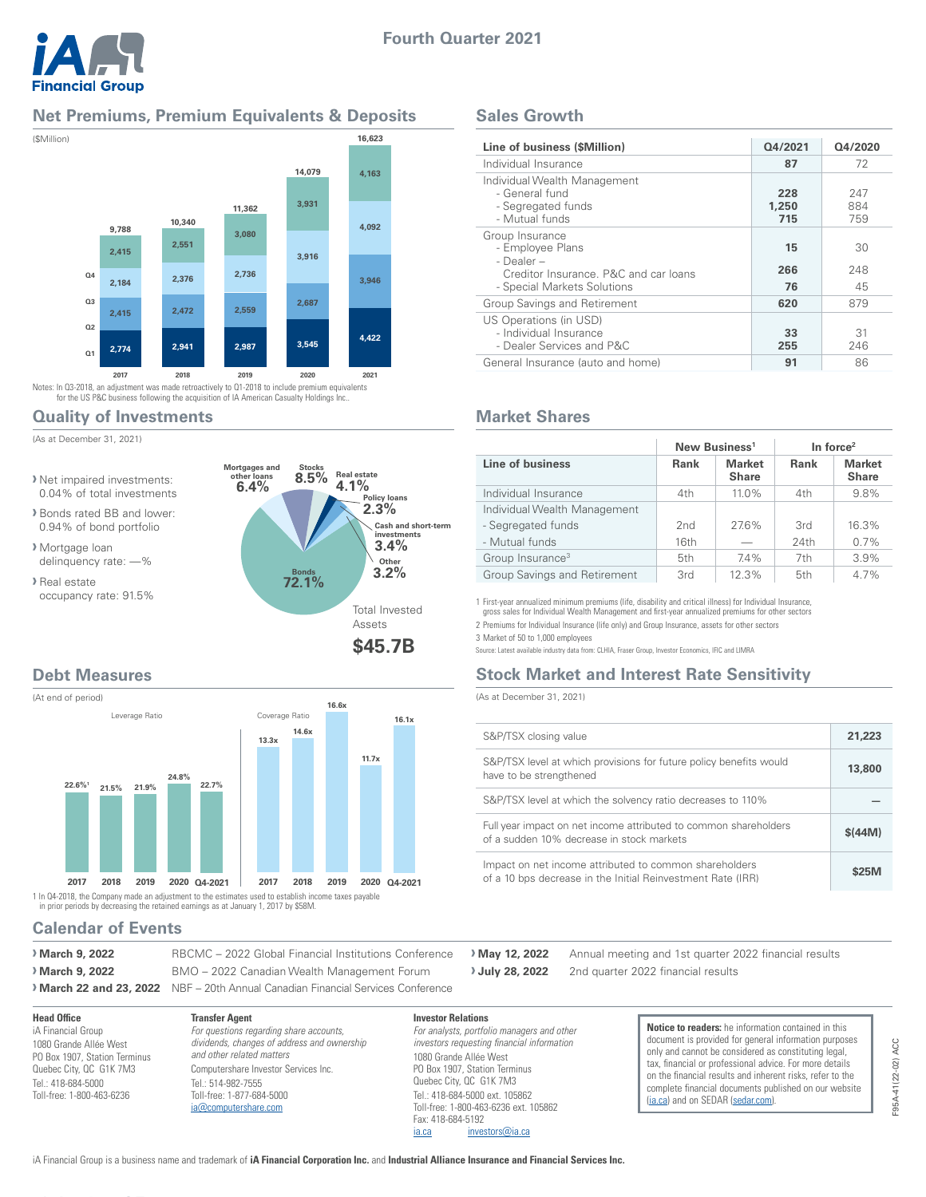Fourth Quarter 2021

## Net Premiums, Premium Equivalents & Deposits

($Million)

Q4
Q3
Q2
Q1

2017: 9,788 — 2,415, 2,184, 2,415, 2,774
2018: 10,340 — 2,551, 2,376, 2,472, 2,941
2019: 11,362 — 3,080, 2,736, 2,559, 2,987
2020: 14,079 — 3,931, 3,916, 2,687, 3,545
2021: 16,623 — 4,163, 4,092, 3,946, 4,422

Notes: In Q3-2018, an adjustment was made retroactively to Q1-2018 to include premium equivalents for the US P&C business following the acquisition of IA American Casualty Holdings Inc..

## Sales Growth

| Line of business ($Million) | Q4/2021 | Q4/2020 |
|---|---|---|
| Individual Insurance | **87** | 72 |
| Individual Wealth Management | | |
| - General fund | **228** | 247 |
| - Segregated funds | **1,250** | 884 |
| - Mutual funds | **715** | 759 |
| Group Insurance | | |
| - Employee Plans | **15** | 30 |
| - Dealer – Creditor Insurance. P&C and car loans | **266** | 248 |
| - Special Markets Solutions | **76** | 45 |
| Group Savings and Retirement | **620** | 879 |
| US Operations (in USD) | | |
| - Individual Insurance | **33** | 31 |
| - Dealer Services and P&C | **255** | 246 |
| General Insurance (auto and home) | **91** | 86 |

## Quality of Investments

(As at December 31, 2021)

- Net impaired investments: 0.04% of total investments
- Bonds rated BB and lower: 0.94% of bond portfolio
- Mortgage loan delinquency rate: —%
- Real estate occupancy rate: 91.5%

Mortgages and other loans 6.4%
Stocks 8.5%
Real estate 4.1%
Policy loans 2.3%
Cash and short-term investments 3.4%
Other 3.2%
Bonds 72.1%

Total Invested Assets
**$45.7B**

## Market Shares

| | New Business[1] | | In force[2] | |
|---|---|---|---|---|
| **Line of business** | **Rank** | **Market Share** | **Rank** | **Market Share** |
| Individual Insurance | 4th | 11.0% | 4th | 9.8% |
| Individual Wealth Management | | | | |
| - Segregated funds | 2nd | 27.6% | 3rd | 16.3% |
| - Mutual funds | 16th | — | 24th | 0.7% |
| Group Insurance[3] | 5th | 7.4% | 7th | 3.9% |
| Group Savings and Retirement | 3rd | 12.3% | 5th | 4.7% |

1 First-year annualized minimum premiums (life, disability and critical illness) for Individual Insurance, gross sales for Individual Wealth Management and first-year annualized premiums for other sectors
2 Premiums for Individual Insurance (life only) and Group Insurance, assets for other sectors
3 Market of 50 to 1,000 employees
Source: Latest available industry data from: CLHIA, Fraser Group, Investor Economics, IFIC and LIMRA

## Debt Measures

(At end of period)

Leverage Ratio
2017: 22.6%[1]
2018: 21.5%
2019: 21.9%
2020: 24.8%
Q4-2021: 22.7%

Coverage Ratio
2017: 13.3x
2018: 14.6x
2019: 16.6x
2020: 11.7x
Q4-2021: 16.1x

1 In Q4-2018, the Company made an adjustment to the estimates used to establish income taxes payable in prior periods by decreasing the retained earnings as at January 1, 2017 by $58M.

## Stock Market and Interest Rate Sensitivity

(As at December 31, 2021)

| | |
|---|---|
| S&P/TSX closing value | **21,223** |
| S&P/TSX level at which provisions for future policy benefits would have to be strengthened | **13,800** |
| S&P/TSX level at which the solvency ratio decreases to 110% | **—** |
| Full year impact on net income attributed to common shareholders of a sudden 10% decrease in stock markets | **$(44M)** |
| Impact on net income attributed to common shareholders of a 10 bps decrease in the Initial Reinvestment Rate (IRR) | **$25M** |

## Calendar of Events

- **March 9, 2022** RBCMC – 2022 Global Financial Institutions Conference
- **March 9, 2022** BMO – 2022 Canadian Wealth Management Forum
- **March 22 and 23, 2022** NBF – 20th Annual Canadian Financial Services Conference
- **May 12, 2022** Annual meeting and 1st quarter 2022 financial results
- **July 28, 2022** 2nd quarter 2022 financial results

**Head Office**
iA Financial Group
1080 Grande Allée West
PO Box 1907, Station Terminus
Quebec City, QC G1K 7M3
Tel.: 418-684-5000
Toll-free: 1-800-463-6236

**Transfer Agent**
*For questions regarding share accounts, dividends, changes of address and ownership and other related matters*
Computershare Investor Services Inc.
Tel.: 514-982-7555
Toll-free: 1-877-684-5000
ia@computershare.com

**Investor Relations**
*For analysts, portfolio managers and other investors requesting financial information*
1080 Grande Allée West
PO Box 1907, Station Terminus
Quebec City, QC G1K 7M3
Tel.: 418-684-5000 ext. 105862
Toll-free: 1-800-463-6236 ext. 105862
Fax: 418-684-5192
ia.ca investors@ia.ca

**Notice to readers:** he information contained in this document is provided for general information purposes only and cannot be considered as constituting legal, tax, financial or professional advice. For more details on the financial results and inherent risks, refer to the complete financial documents published on our website (ia.ca) and on SEDAR (sedar.com).

F95A-41(22-02) ACC

iA Financial Group is a business name and trademark of **iA Financial Corporation Inc.** and **Industrial Alliance Insurance and Financial Services Inc.**